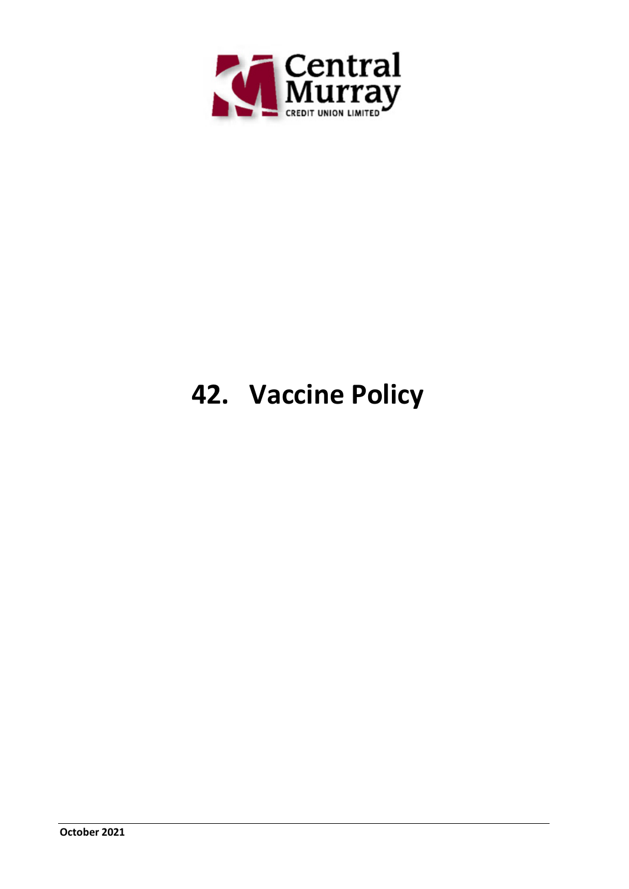Central Murray

CREDIT UNION LIMITED

# 42. Vaccine Policy

**October 2021**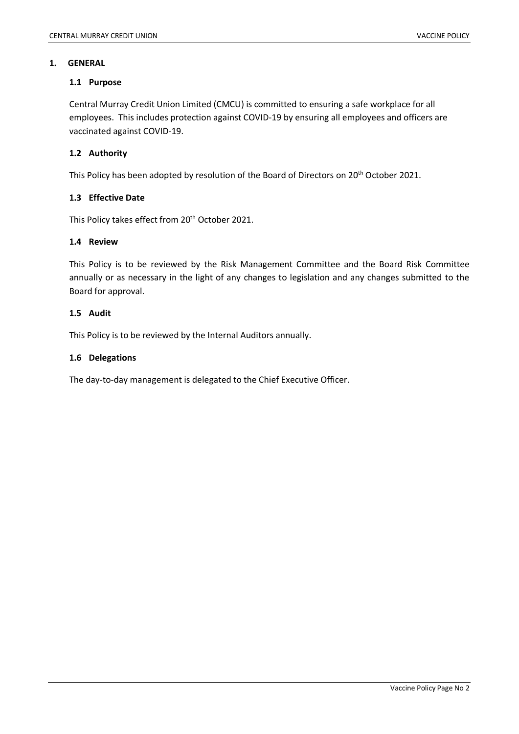# 1. GENERAL

## 1.1 Purpose

Central Murray Credit Union Limited (CMCU) is committed to ensuring a safe workplace for all employees. This includes protection against COVID-19 by ensuring all employees and officers are vaccinated against COVID-19.

## 1.2 Authority

This Policy has been adopted by resolution of the Board of Directors on 20th October 2021.

## 1.3 Effective Date

This Policy takes effect from 20th October 2021.

## 1.4 Review

This Policy is to be reviewed by the Risk Management Committee and the Board Risk Committee annually or as necessary in the light of any changes to legislation and any changes submitted to the Board for approval.

## 1.5 Audit

This Policy is to be reviewed by the Internal Auditors annually.

## 1.6 Delegations

The day-to-day management is delegated to the Chief Executive Officer.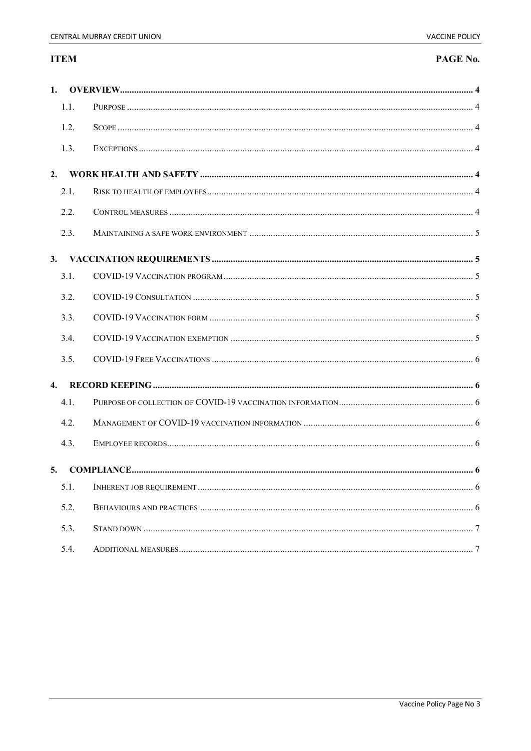| ITEM | | PAGE No. |
| --- | --- | --- |
| **1.** | **OVERVIEW** | **4** |
| 1.1. | PURPOSE | 4 |
| 1.2. | SCOPE | 4 |
| 1.3. | EXCEPTIONS | 4 |
| **2.** | **WORK HEALTH AND SAFETY** | **4** |
| 2.1. | RISK TO HEALTH OF EMPLOYEES | 4 |
| 2.2. | CONTROL MEASURES | 4 |
| 2.3. | MAINTAINING A SAFE WORK ENVIRONMENT | 5 |
| **3.** | **VACCINATION REQUIREMENTS** | **5** |
| 3.1. | COVID-19 VACCINATION PROGRAM | 5 |
| 3.2. | COVID-19 CONSULTATION | 5 |
| 3.3. | COVID-19 VACCINATION FORM | 5 |
| 3.4. | COVID-19 VACCINATION EXEMPTION | 5 |
| 3.5. | COVID-19 FREE VACCINATIONS | 6 |
| **4.** | **RECORD KEEPING** | **6** |
| 4.1. | PURPOSE OF COLLECTION OF COVID-19 VACCINATION INFORMATION | 6 |
| 4.2. | MANAGEMENT OF COVID-19 VACCINATION INFORMATION | 6 |
| 4.3. | EMPLOYEE RECORDS | 6 |
| **5.** | **COMPLIANCE** | **6** |
| 5.1. | INHERENT JOB REQUIREMENT | 6 |
| 5.2. | BEHAVIOURS AND PRACTICES | 6 |
| 5.3. | STAND DOWN | 7 |
| 5.4. | ADDITIONAL MEASURES | 7 |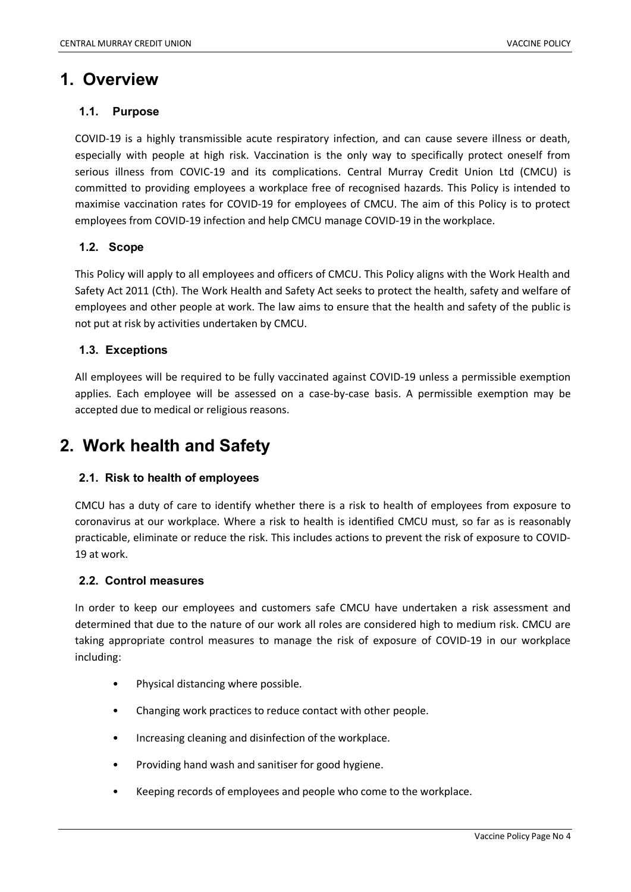# 1. Overview

## 1.1. Purpose

COVID-19 is a highly transmissible acute respiratory infection, and can cause severe illness or death, especially with people at high risk. Vaccination is the only way to specifically protect oneself from serious illness from COVIC-19 and its complications. Central Murray Credit Union Ltd (CMCU) is committed to providing employees a workplace free of recognised hazards. This Policy is intended to maximise vaccination rates for COVID-19 for employees of CMCU. The aim of this Policy is to protect employees from COVID-19 infection and help CMCU manage COVID-19 in the workplace.

## 1.2. Scope

This Policy will apply to all employees and officers of CMCU. This Policy aligns with the Work Health and Safety Act 2011 (Cth). The Work Health and Safety Act seeks to protect the health, safety and welfare of employees and other people at work. The law aims to ensure that the health and safety of the public is not put at risk by activities undertaken by CMCU.

## 1.3. Exceptions

All employees will be required to be fully vaccinated against COVID-19 unless a permissible exemption applies. Each employee will be assessed on a case-by-case basis. A permissible exemption may be accepted due to medical or religious reasons.

# 2. Work health and Safety

## 2.1. Risk to health of employees

CMCU has a duty of care to identify whether there is a risk to health of employees from exposure to coronavirus at our workplace. Where a risk to health is identified CMCU must, so far as is reasonably practicable, eliminate or reduce the risk. This includes actions to prevent the risk of exposure to COVID-19 at work.

## 2.2. Control measures

In order to keep our employees and customers safe CMCU have undertaken a risk assessment and determined that due to the nature of our work all roles are considered high to medium risk. CMCU are taking appropriate control measures to manage the risk of exposure of COVID-19 in our workplace including:

- Physical distancing where possible.
- Changing work practices to reduce contact with other people.
- Increasing cleaning and disinfection of the workplace.
- Providing hand wash and sanitiser for good hygiene.
- Keeping records of employees and people who come to the workplace.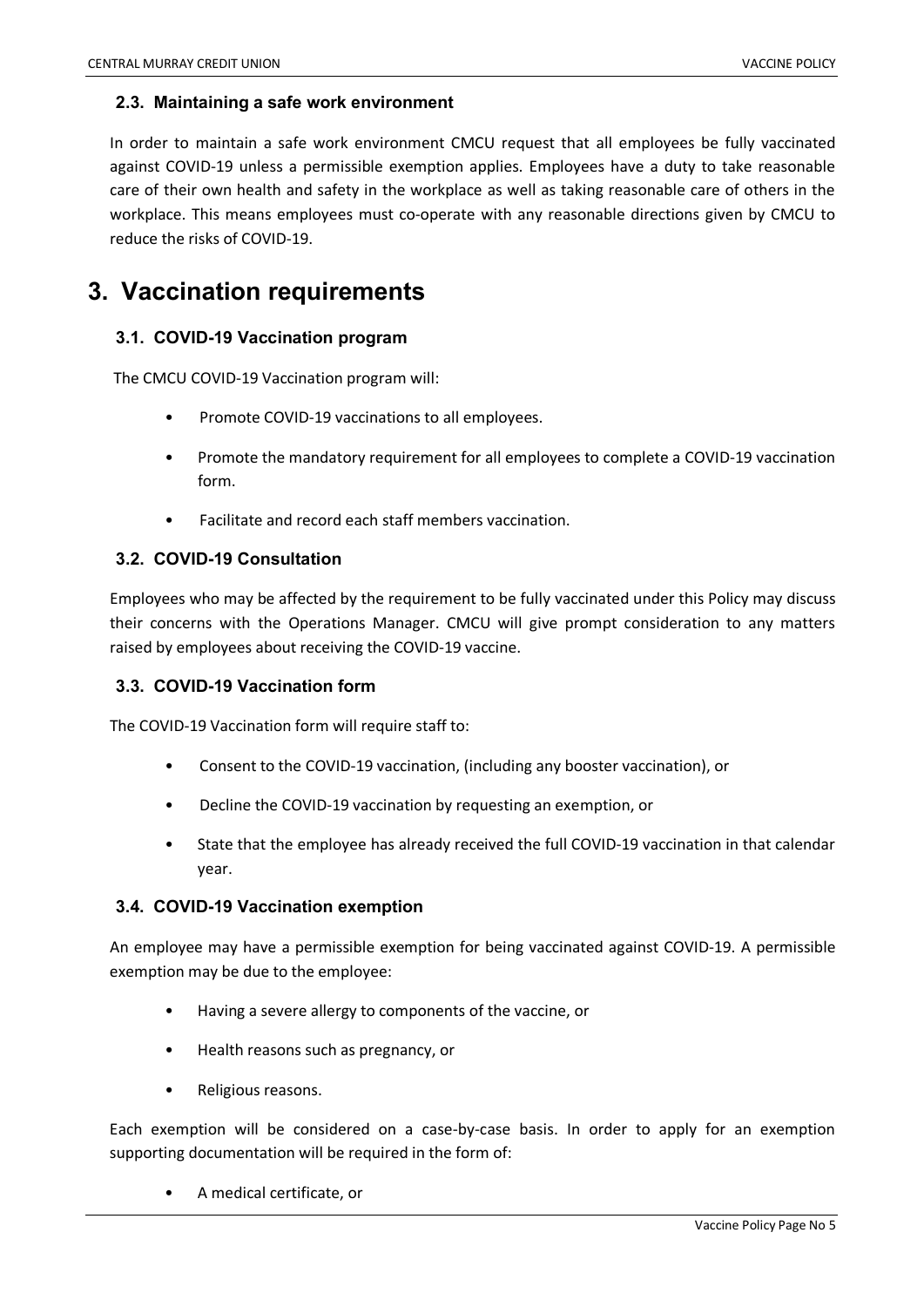### 2.3. Maintaining a safe work environment

In order to maintain a safe work environment CMCU request that all employees be fully vaccinated against COVID-19 unless a permissible exemption applies. Employees have a duty to take reasonable care of their own health and safety in the workplace as well as taking reasonable care of others in the workplace. This means employees must co-operate with any reasonable directions given by CMCU to reduce the risks of COVID-19.

# 3. Vaccination requirements

### 3.1. COVID-19 Vaccination program

The CMCU COVID-19 Vaccination program will:

- Promote COVID-19 vaccinations to all employees.
- Promote the mandatory requirement for all employees to complete a COVID-19 vaccination form.
- Facilitate and record each staff members vaccination.

### 3.2. COVID-19 Consultation

Employees who may be affected by the requirement to be fully vaccinated under this Policy may discuss their concerns with the Operations Manager. CMCU will give prompt consideration to any matters raised by employees about receiving the COVID-19 vaccine.

### 3.3. COVID-19 Vaccination form

The COVID-19 Vaccination form will require staff to:

- Consent to the COVID-19 vaccination, (including any booster vaccination), or
- Decline the COVID-19 vaccination by requesting an exemption, or
- State that the employee has already received the full COVID-19 vaccination in that calendar year.

### 3.4. COVID-19 Vaccination exemption

An employee may have a permissible exemption for being vaccinated against COVID-19. A permissible exemption may be due to the employee:

- Having a severe allergy to components of the vaccine, or
- Health reasons such as pregnancy, or
- Religious reasons.

Each exemption will be considered on a case-by-case basis. In order to apply for an exemption supporting documentation will be required in the form of:

- A medical certificate, or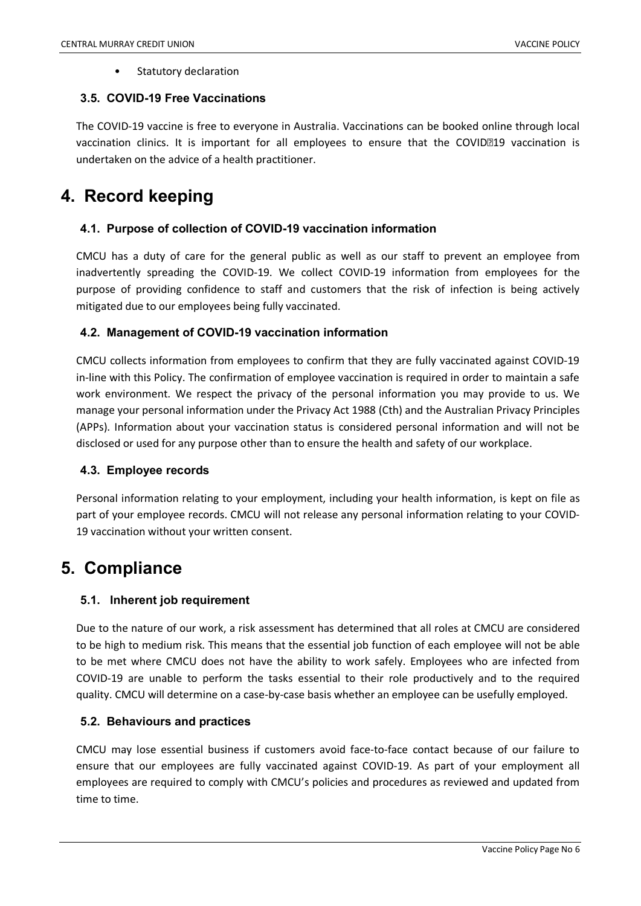- Statutory declaration

### 3.5. COVID-19 Free Vaccinations

The COVID-19 vaccine is free to everyone in Australia. Vaccinations can be booked online through local vaccination clinics. It is important for all employees to ensure that the COVID‑19 vaccination is undertaken on the advice of a health practitioner.

# 4. Record keeping

### 4.1. Purpose of collection of COVID-19 vaccination information

CMCU has a duty of care for the general public as well as our staff to prevent an employee from inadvertently spreading the COVID-19. We collect COVID-19 information from employees for the purpose of providing confidence to staff and customers that the risk of infection is being actively mitigated due to our employees being fully vaccinated.

### 4.2. Management of COVID-19 vaccination information

CMCU collects information from employees to confirm that they are fully vaccinated against COVID-19 in-line with this Policy. The confirmation of employee vaccination is required in order to maintain a safe work environment. We respect the privacy of the personal information you may provide to us. We manage your personal information under the Privacy Act 1988 (Cth) and the Australian Privacy Principles (APPs). Information about your vaccination status is considered personal information and will not be disclosed or used for any purpose other than to ensure the health and safety of our workplace.

### 4.3. Employee records

Personal information relating to your employment, including your health information, is kept on file as part of your employee records. CMCU will not release any personal information relating to your COVID-19 vaccination without your written consent.

# 5. Compliance

### 5.1. Inherent job requirement

Due to the nature of our work, a risk assessment has determined that all roles at CMCU are considered to be high to medium risk. This means that the essential job function of each employee will not be able to be met where CMCU does not have the ability to work safely. Employees who are infected from COVID-19 are unable to perform the tasks essential to their role productively and to the required quality. CMCU will determine on a case-by-case basis whether an employee can be usefully employed.

### 5.2. Behaviours and practices

CMCU may lose essential business if customers avoid face-to-face contact because of our failure to ensure that our employees are fully vaccinated against COVID-19. As part of your employment all employees are required to comply with CMCU's policies and procedures as reviewed and updated from time to time.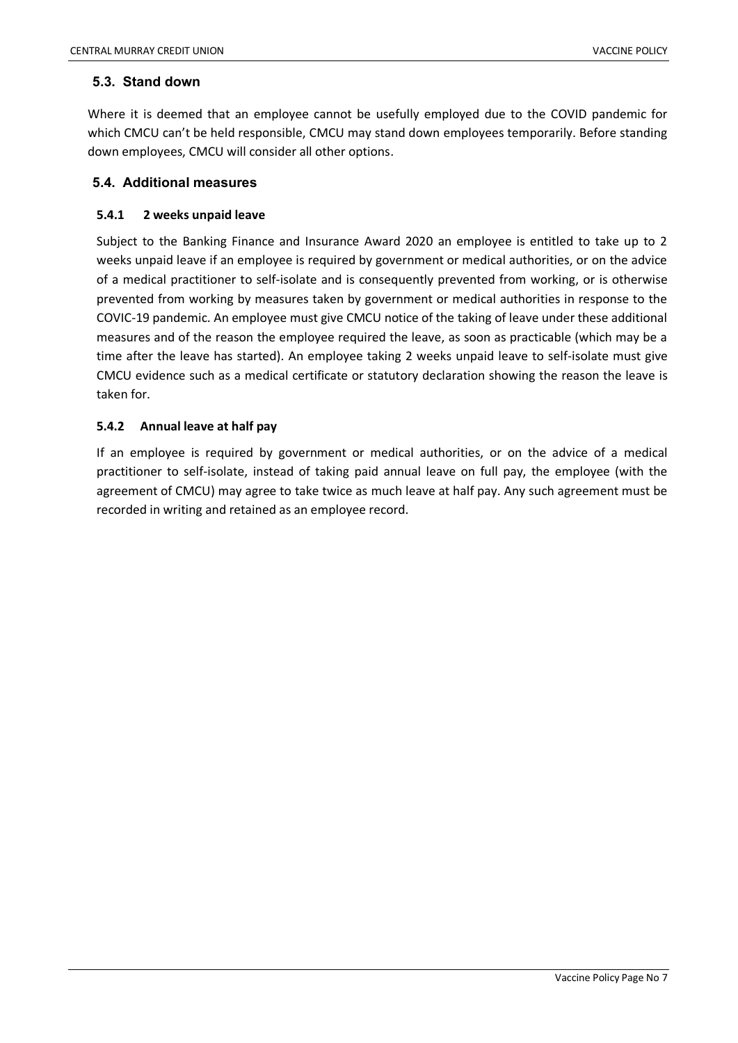## 5.3. Stand down

Where it is deemed that an employee cannot be usefully employed due to the COVID pandemic for which CMCU can't be held responsible, CMCU may stand down employees temporarily. Before standing down employees, CMCU will consider all other options.

## 5.4. Additional measures

### 5.4.1 2 weeks unpaid leave

Subject to the Banking Finance and Insurance Award 2020 an employee is entitled to take up to 2 weeks unpaid leave if an employee is required by government or medical authorities, or on the advice of a medical practitioner to self-isolate and is consequently prevented from working, or is otherwise prevented from working by measures taken by government or medical authorities in response to the COVIC-19 pandemic. An employee must give CMCU notice of the taking of leave under these additional measures and of the reason the employee required the leave, as soon as practicable (which may be a time after the leave has started). An employee taking 2 weeks unpaid leave to self-isolate must give CMCU evidence such as a medical certificate or statutory declaration showing the reason the leave is taken for.

### 5.4.2 Annual leave at half pay

If an employee is required by government or medical authorities, or on the advice of a medical practitioner to self-isolate, instead of taking paid annual leave on full pay, the employee (with the agreement of CMCU) may agree to take twice as much leave at half pay. Any such agreement must be recorded in writing and retained as an employee record.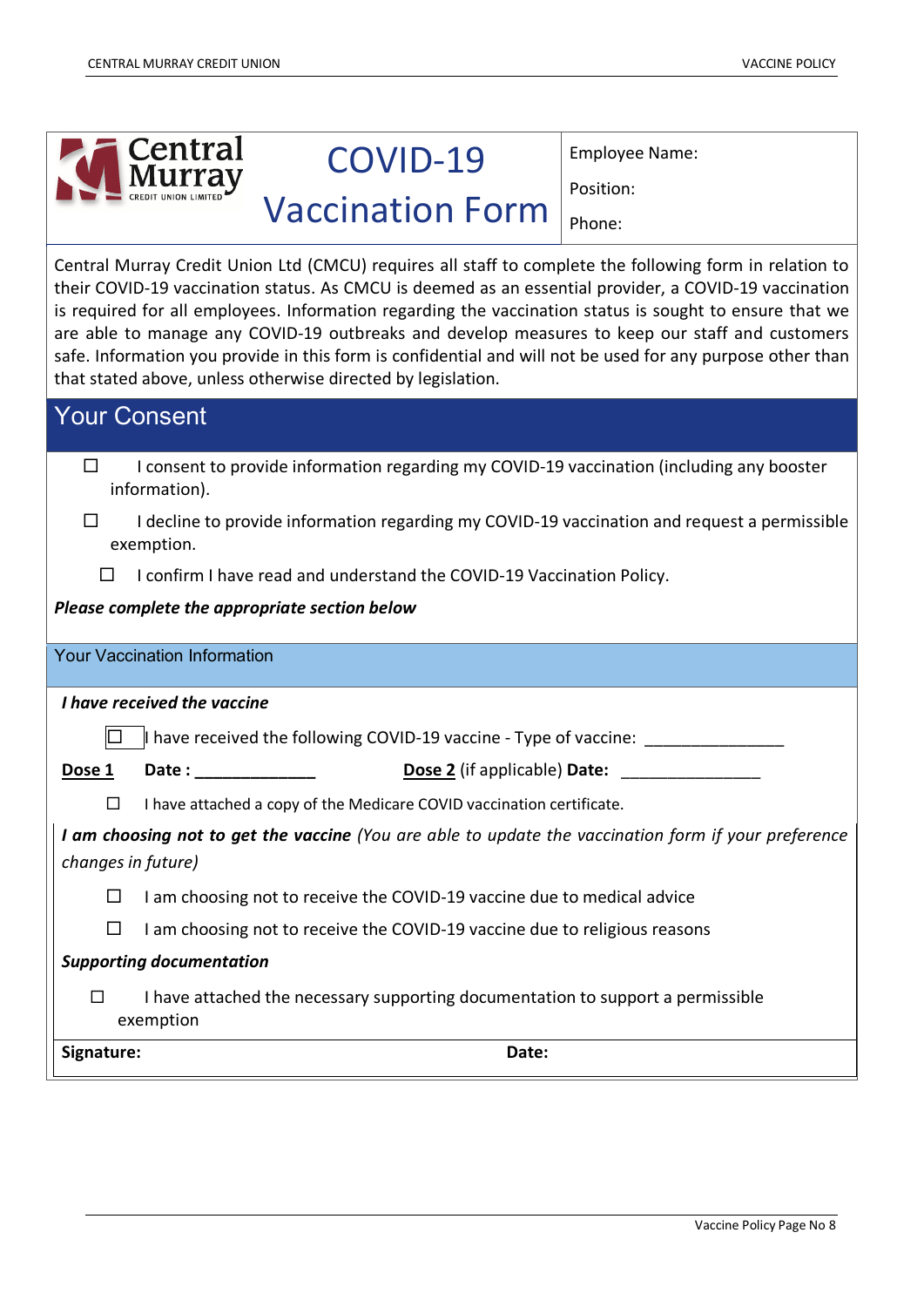# COVID-19 Vaccination Form

Employee Name:

Position:

Phone:

Central Murray Credit Union Ltd (CMCU) requires all staff to complete the following form in relation to their COVID-19 vaccination status. As CMCU is deemed as an essential provider, a COVID-19 vaccination is required for all employees. Information regarding the vaccination status is sought to ensure that we are able to manage any COVID-19 outbreaks and develop measures to keep our staff and customers safe. Information you provide in this form is confidential and will not be used for any purpose other than that stated above, unless otherwise directed by legislation.

## Your Consent

☐ I consent to provide information regarding my COVID-19 vaccination (including any booster information).

☐ I decline to provide information regarding my COVID-19 vaccination and request a permissible exemption.

☐ I confirm I have read and understand the COVID-19 Vaccination Policy.

***Please complete the appropriate section below***

## Your Vaccination Information

***I have received the vaccine***

☐ I have received the following COVID-19 vaccine - Type of vaccine: _______________

**Dose 1** **Date :** _____________ **Dose 2** (if applicable) **Date:** _______________

☐ I have attached a copy of the Medicare COVID vaccination certificate.

***I am choosing not to get the vaccine*** *(You are able to update the vaccination form if your preference changes in future)*

☐ I am choosing not to receive the COVID-19 vaccine due to medical advice

☐ I am choosing not to receive the COVID-19 vaccine due to religious reasons

***Supporting documentation***

☐ I have attached the necessary supporting documentation to support a permissible exemption

**Signature:** **Date:**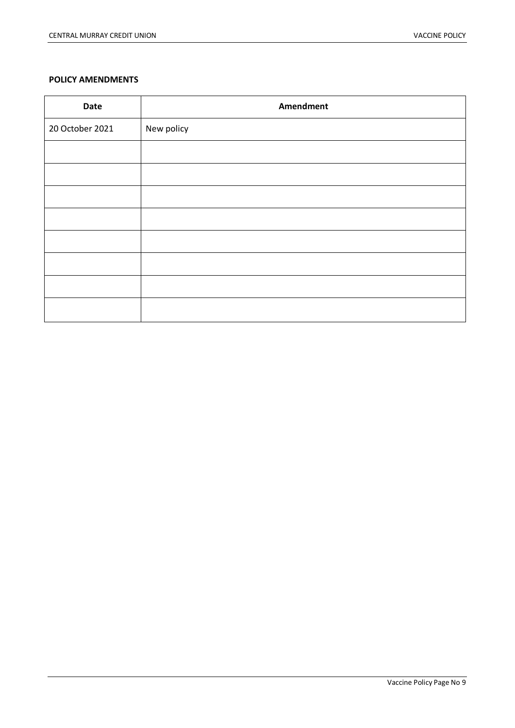**POLICY AMENDMENTS**

| Date | Amendment |
| --- | --- |
| 20 October 2021 | New policy |
| | |
| | |
| | |
| | |
| | |
| | |
| | |
| | |